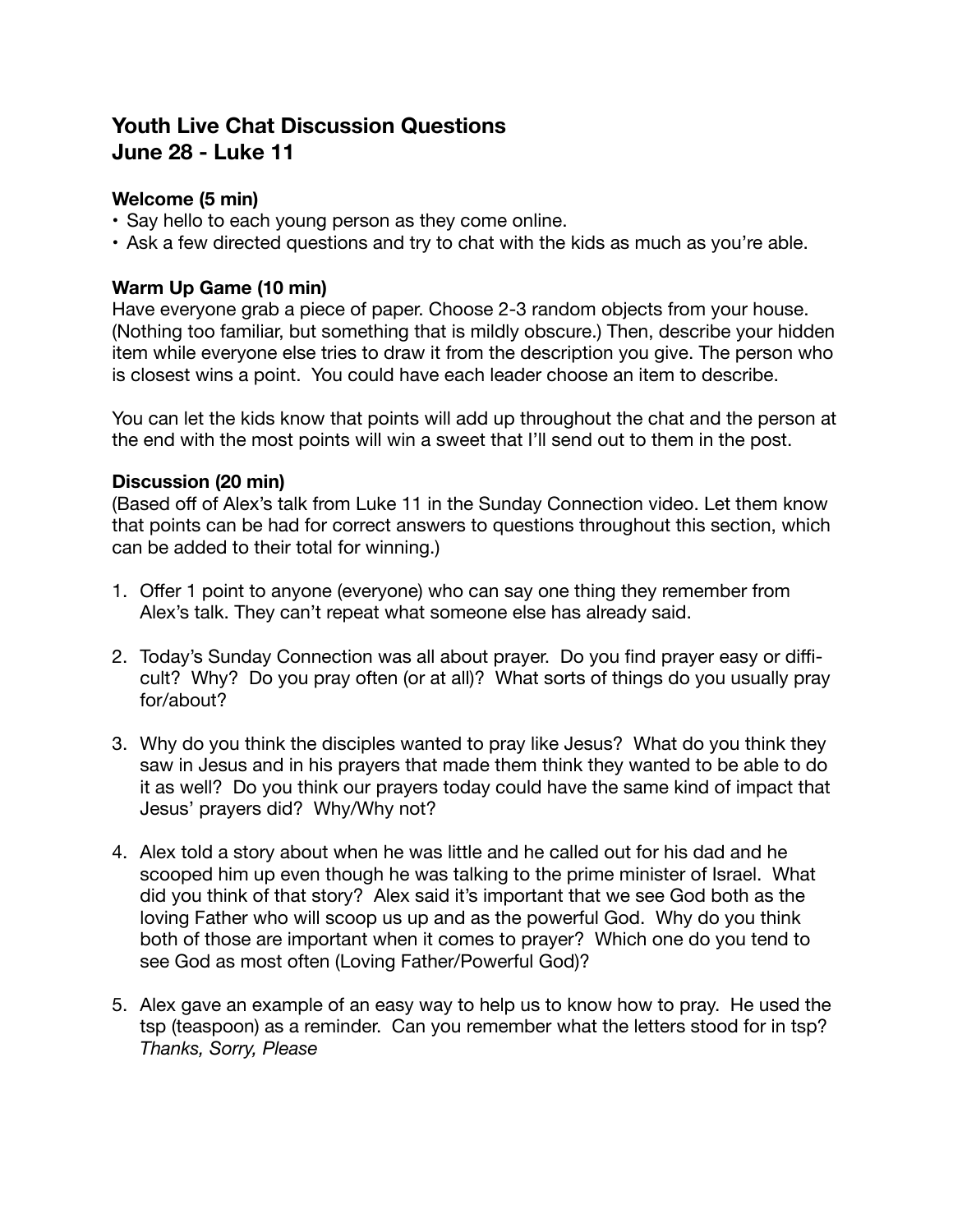# Youth Live Chat Discussion Questions
# June 28 - Luke 11

**Welcome (5 min)**

- Say hello to each young person as they come online.
- Ask a few directed questions and try to chat with the kids as much as you're able.

**Warm Up Game (10 min)**

Have everyone grab a piece of paper. Choose 2-3 random objects from your house. (Nothing too familiar, but something that is mildly obscure.) Then, describe your hidden item while everyone else tries to draw it from the description you give. The person who is closest wins a point. You could have each leader choose an item to describe.

You can let the kids know that points will add up throughout the chat and the person at the end with the most points will win a sweet that I'll send out to them in the post.

**Discussion (20 min)**

(Based off of Alex's talk from Luke 11 in the Sunday Connection video. Let them know that points can be had for correct answers to questions throughout this section, which can be added to their total for winning.)

1. Offer 1 point to anyone (everyone) who can say one thing they remember from Alex's talk. They can't repeat what someone else has already said.

2. Today's Sunday Connection was all about prayer. Do you find prayer easy or difficult? Why? Do you pray often (or at all)? What sorts of things do you usually pray for/about?

3. Why do you think the disciples wanted to pray like Jesus? What do you think they saw in Jesus and in his prayers that made them think they wanted to be able to do it as well? Do you think our prayers today could have the same kind of impact that Jesus' prayers did? Why/Why not?

4. Alex told a story about when he was little and he called out for his dad and he scooped him up even though he was talking to the prime minister of Israel. What did you think of that story? Alex said it's important that we see God both as the loving Father who will scoop us up and as the powerful God. Why do you think both of those are important when it comes to prayer? Which one do you tend to see God as most often (Loving Father/Powerful God)?

5. Alex gave an example of an easy way to help us to know how to pray. He used the tsp (teaspoon) as a reminder. Can you remember what the letters stood for in tsp? *Thanks, Sorry, Please*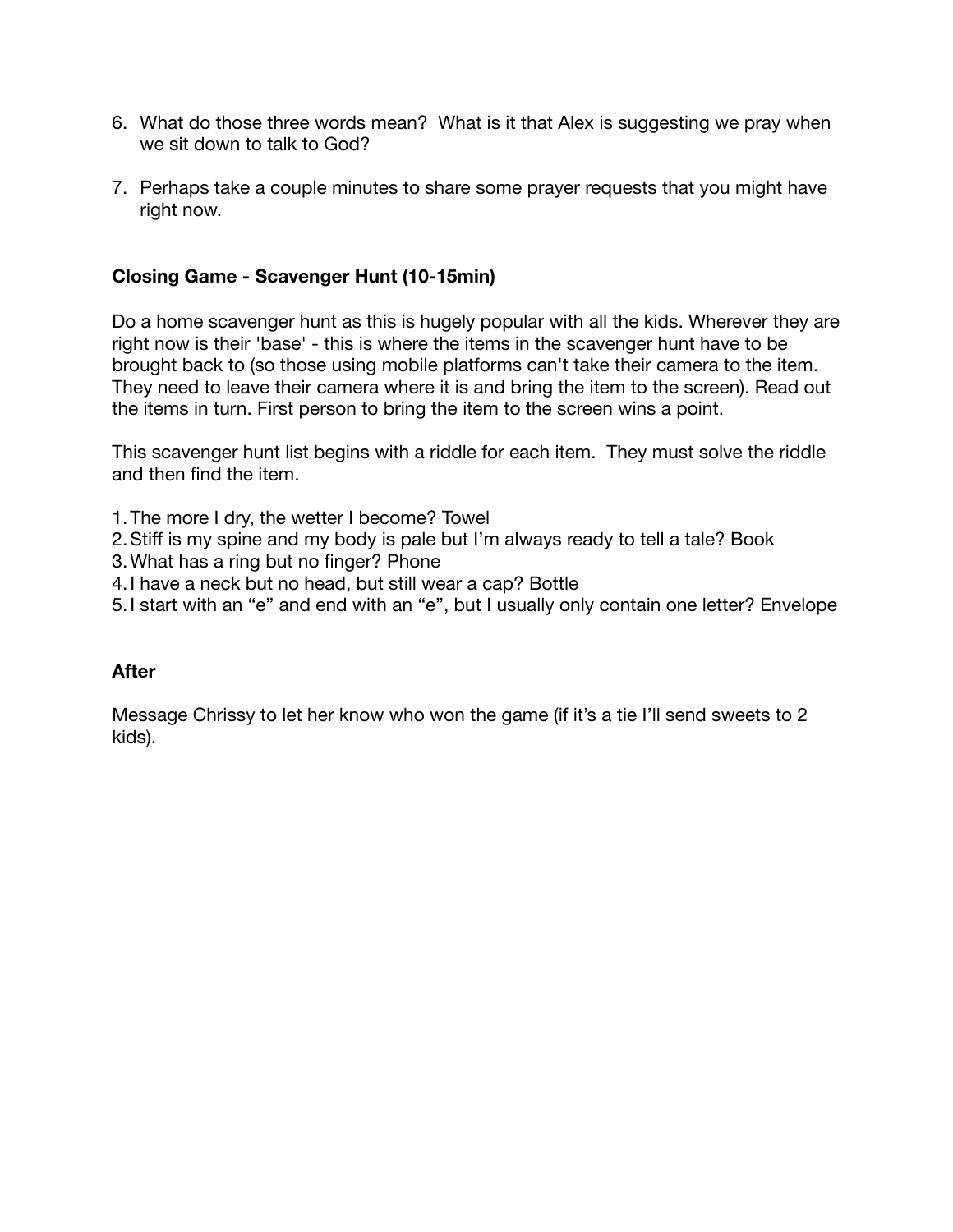6. What do those three words mean? What is it that Alex is suggesting we pray when we sit down to talk to God?

7. Perhaps take a couple minutes to share some prayer requests that you might have right now.

**Closing Game - Scavenger Hunt (10-15min)**

Do a home scavenger hunt as this is hugely popular with all the kids. Wherever they are right now is their 'base' - this is where the items in the scavenger hunt have to be brought back to (so those using mobile platforms can't take their camera to the item. They need to leave their camera where it is and bring the item to the screen). Read out the items in turn. First person to bring the item to the screen wins a point.

This scavenger hunt list begins with a riddle for each item. They must solve the riddle and then find the item.

1. The more I dry, the wetter I become? Towel
2. Stiff is my spine and my body is pale but I'm always ready to tell a tale? Book
3. What has a ring but no finger? Phone
4. I have a neck but no head, but still wear a cap? Bottle
5. I start with an "e" and end with an "e", but I usually only contain one letter? Envelope

**After**

Message Chrissy to let her know who won the game (if it's a tie I'll send sweets to 2 kids).